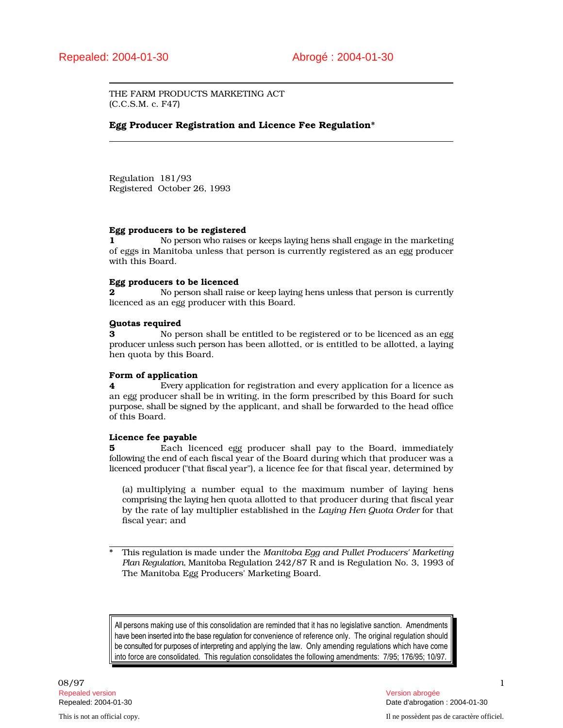Repealed: 2004-01-30 Abrogé : 2004-01-30

THE FARM PRODUCTS MARKETING ACT
(C.C.S.M. c. F47)

## Egg Producer Registration and Licence Fee Regulation*

Regulation 181/93
Registered October 26, 1993

**Egg producers to be registered**

**1** No person who raises or keeps laying hens shall engage in the marketing of eggs in Manitoba unless that person is currently registered as an egg producer with this Board.

**Egg producers to be licenced**

**2** No person shall raise or keep laying hens unless that person is currently licenced as an egg producer with this Board.

**Quotas required**

**3** No person shall be entitled to be registered or to be licenced as an egg producer unless such person has been allotted, or is entitled to be allotted, a laying hen quota by this Board.

**Form of application**

**4** Every application for registration and every application for a licence as an egg producer shall be in writing, in the form prescribed by this Board for such purpose, shall be signed by the applicant, and shall be forwarded to the head office of this Board.

**Licence fee payable**

**5** Each licenced egg producer shall pay to the Board, immediately following the end of each fiscal year of the Board during which that producer was a licenced producer ("that fiscal year"), a licence fee for that fiscal year, determined by

(a) multiplying a number equal to the maximum number of laying hens comprising the laying hen quota allotted to that producer during that fiscal year by the rate of lay multiplier established in the *Laying Hen Quota Order* for that fiscal year; and

---

\* This regulation is made under the *Manitoba Egg and Pullet Producers' Marketing Plan Regulation*, Manitoba Regulation 242/87 R and is Regulation No. 3, 1993 of The Manitoba Egg Producers' Marketing Board.

All persons making use of this consolidation are reminded that it has no legislative sanction. Amendments have been inserted into the base regulation for convenience of reference only. The original regulation should be consulted for purposes of interpreting and applying the law. Only amending regulations which have come into force are consolidated. This regulation consolidates the following amendments: 7/95; 176/95; 10/97.

08/97

Repealed version
Repealed: 2004-01-30

Version abrogée
Date d'abrogation : 2004-01-30

This is not an official copy.

Il ne possèdent pas de caractère officiel.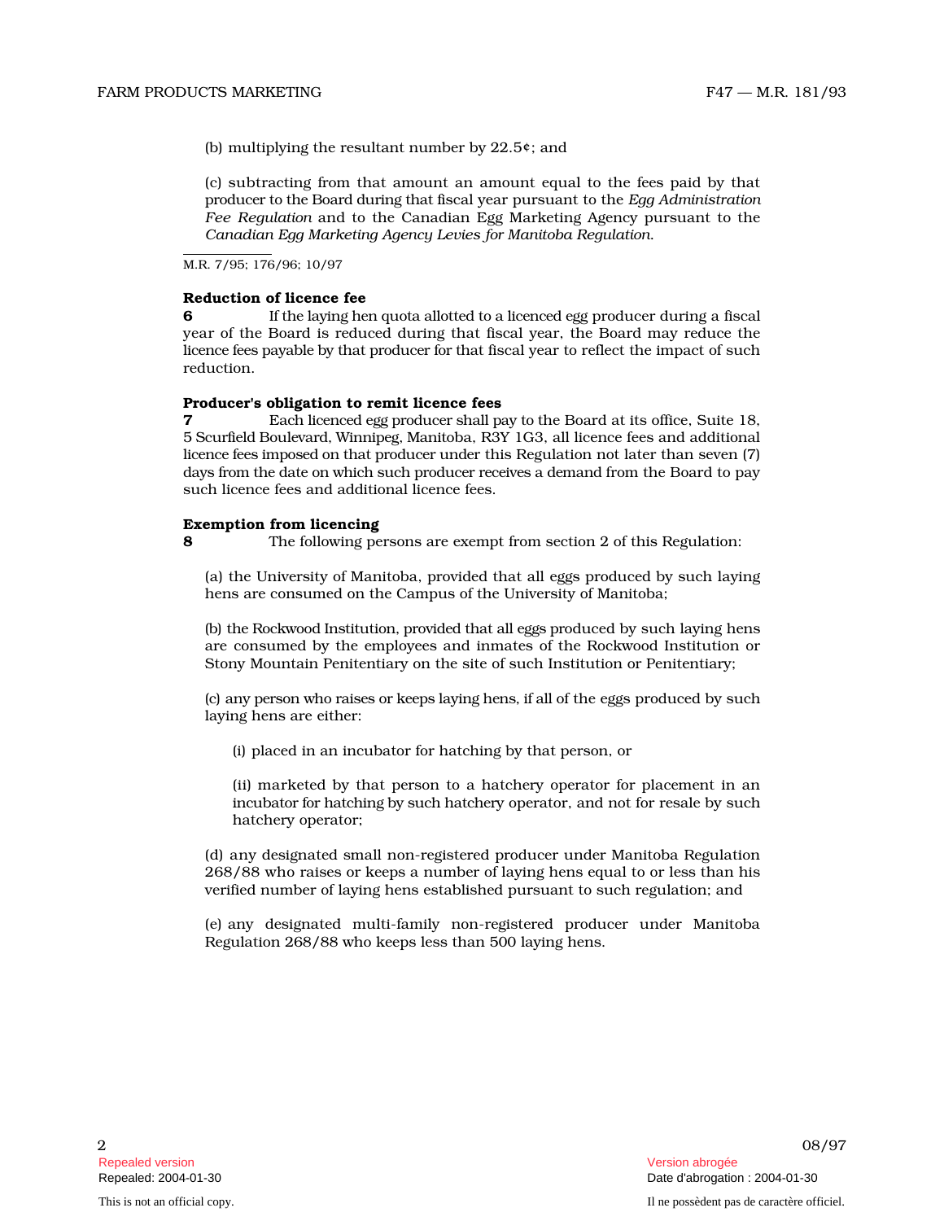(b) multiplying the resultant number by 22.5¢; and

(c) subtracting from that amount an amount equal to the fees paid by that producer to the Board during that fiscal year pursuant to the *Egg Administration Fee Regulation* and to the Canadian Egg Marketing Agency pursuant to the *Canadian Egg Marketing Agency Levies for Manitoba Regulation*.

M.R. 7/95; 176/96; 10/97

**Reduction of licence fee**

**6** If the laying hen quota allotted to a licenced egg producer during a fiscal year of the Board is reduced during that fiscal year, the Board may reduce the licence fees payable by that producer for that fiscal year to reflect the impact of such reduction.

**Producer's obligation to remit licence fees**

**7** Each licenced egg producer shall pay to the Board at its office, Suite 18, 5 Scurfield Boulevard, Winnipeg, Manitoba, R3Y 1G3, all licence fees and additional licence fees imposed on that producer under this Regulation not later than seven (7) days from the date on which such producer receives a demand from the Board to pay such licence fees and additional licence fees.

**Exemption from licencing**

**8** The following persons are exempt from section 2 of this Regulation:

(a) the University of Manitoba, provided that all eggs produced by such laying hens are consumed on the Campus of the University of Manitoba;

(b) the Rockwood Institution, provided that all eggs produced by such laying hens are consumed by the employees and inmates of the Rockwood Institution or Stony Mountain Penitentiary on the site of such Institution or Penitentiary;

(c) any person who raises or keeps laying hens, if all of the eggs produced by such laying hens are either:

(i) placed in an incubator for hatching by that person, or

(ii) marketed by that person to a hatchery operator for placement in an incubator for hatching by such hatchery operator, and not for resale by such hatchery operator;

(d) any designated small non-registered producer under Manitoba Regulation 268/88 who raises or keeps a number of laying hens equal to or less than his verified number of laying hens established pursuant to such regulation; and

(e) any designated multi-family non-registered producer under Manitoba Regulation 268/88 who keeps less than 500 laying hens.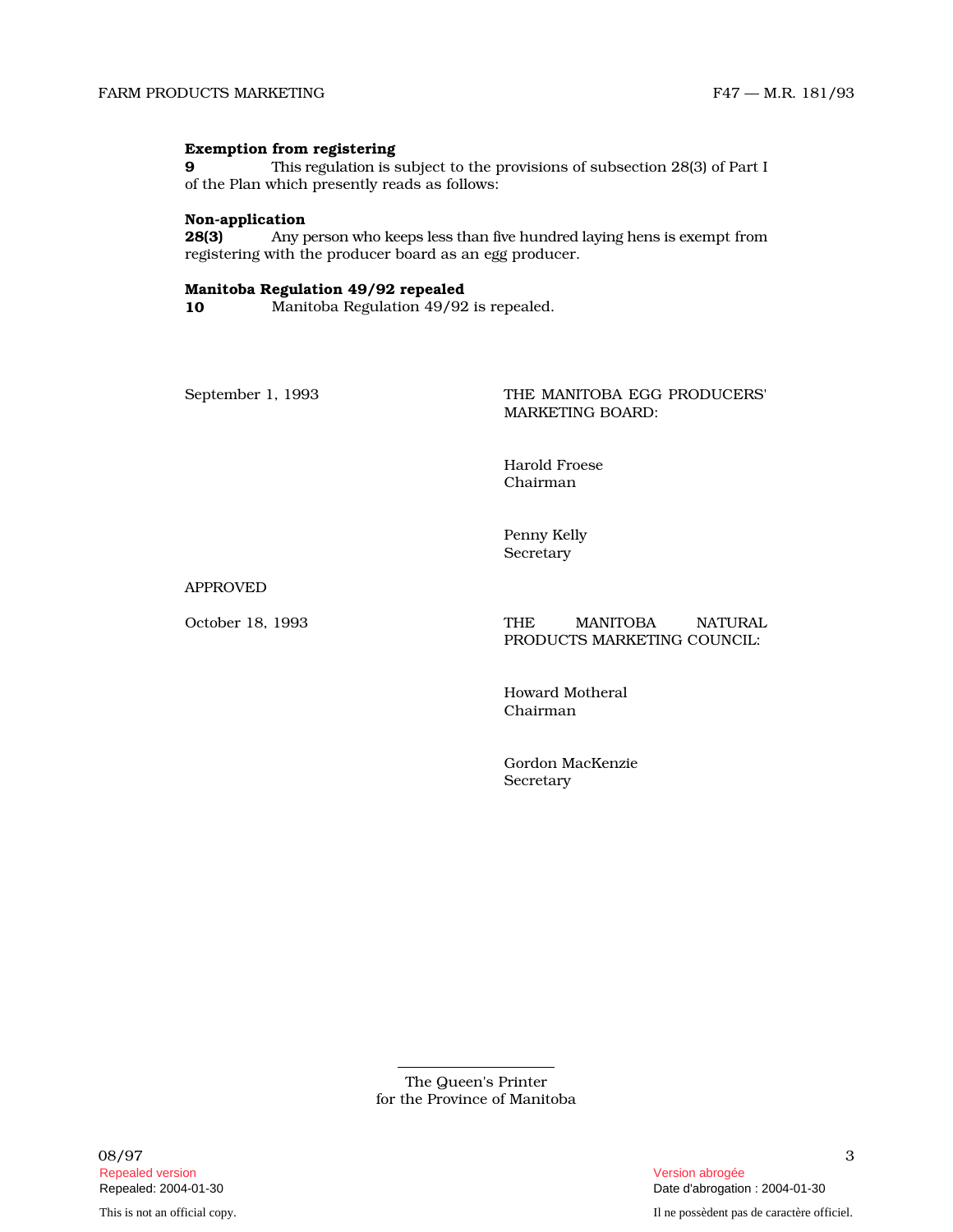**Exemption from registering**

**9** This regulation is subject to the provisions of subsection 28(3) of Part I of the Plan which presently reads as follows:

**Non-application**

**28(3)** Any person who keeps less than five hundred laying hens is exempt from registering with the producer board as an egg producer.

**Manitoba Regulation 49/92 repealed**

**10** Manitoba Regulation 49/92 is repealed.

September 1, 1993

THE MANITOBA EGG PRODUCERS' MARKETING BOARD:

Harold Froese
Chairman

Penny Kelly
Secretary

APPROVED

October 18, 1993

THE MANITOBA NATURAL PRODUCTS MARKETING COUNCIL:

Howard Motheral
Chairman

Gordon MacKenzie
Secretary

The Queen's Printer
for the Province of Manitoba

Repealed version
Repealed: 2004-01-30

Version abrogée
Date d'abrogation : 2004-01-30

This is not an official copy.

Il ne possèdent pas de caractère officiel.